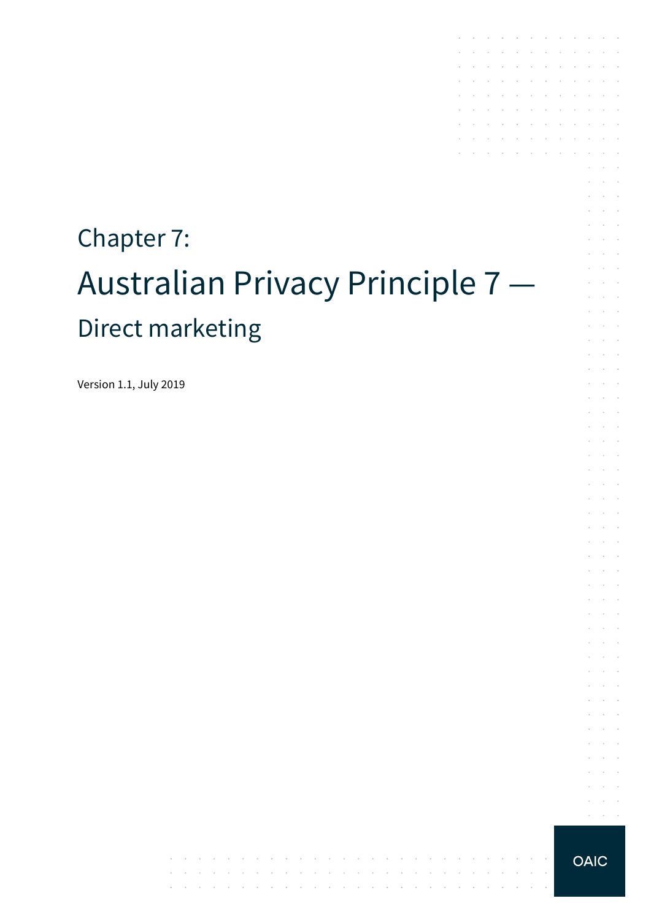# Chapter 7:

# Australian Privacy Principle 7 —

## Direct marketing

Version 1.1, July 2019

OAIC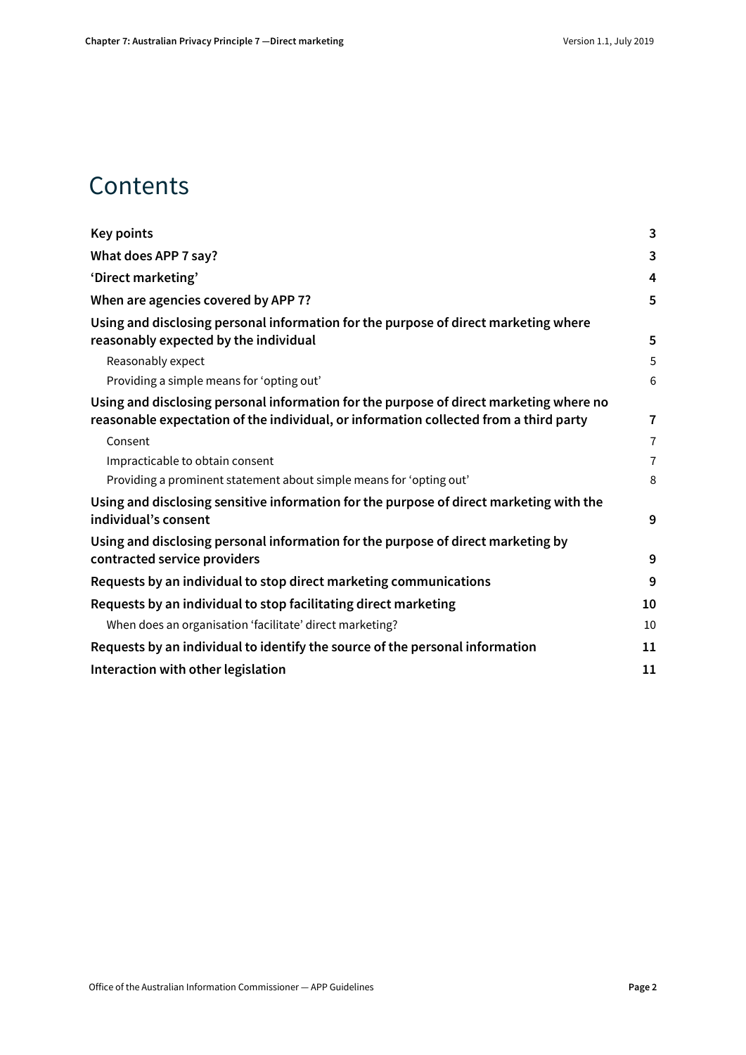# Contents

**Key points** 3

**What does APP 7 say?** 3

**'Direct marketing'** 4

**When are agencies covered by APP 7?** 5

**Using and disclosing personal information for the purpose of direct marketing where reasonably expected by the individual** 5

- Reasonably expect 5
- Providing a simple means for 'opting out' 6

**Using and disclosing personal information for the purpose of direct marketing where no reasonable expectation of the individual, or information collected from a third party** 7

- Consent 7
- Impracticable to obtain consent 7
- Providing a prominent statement about simple means for 'opting out' 8

**Using and disclosing sensitive information for the purpose of direct marketing with the individual's consent** 9

**Using and disclosing personal information for the purpose of direct marketing by contracted service providers** 9

**Requests by an individual to stop direct marketing communications** 9

**Requests by an individual to stop facilitating direct marketing** 10

- When does an organisation 'facilitate' direct marketing? 10

**Requests by an individual to identify the source of the personal information** 11

**Interaction with other legislation** 11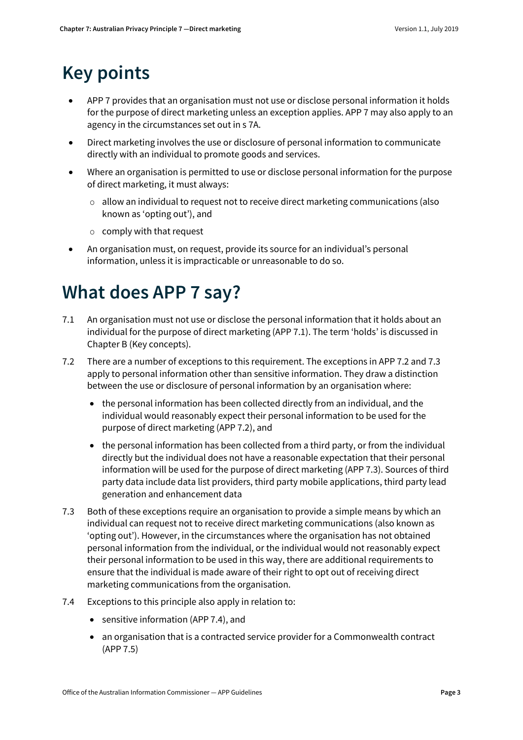# Key points

- APP 7 provides that an organisation must not use or disclose personal information it holds for the purpose of direct marketing unless an exception applies. APP 7 may also apply to an agency in the circumstances set out in s 7A.
- Direct marketing involves the use or disclosure of personal information to communicate directly with an individual to promote goods and services.
- Where an organisation is permitted to use or disclose personal information for the purpose of direct marketing, it must always:
  - allow an individual to request not to receive direct marketing communications (also known as 'opting out'), and
  - comply with that request
- An organisation must, on request, provide its source for an individual's personal information, unless it is impracticable or unreasonable to do so.

# What does APP 7 say?

7.1 An organisation must not use or disclose the personal information that it holds about an individual for the purpose of direct marketing (APP 7.1). The term 'holds' is discussed in Chapter B (Key concepts).

7.2 There are a number of exceptions to this requirement. The exceptions in APP 7.2 and 7.3 apply to personal information other than sensitive information. They draw a distinction between the use or disclosure of personal information by an organisation where:

- the personal information has been collected directly from an individual, and the individual would reasonably expect their personal information to be used for the purpose of direct marketing (APP 7.2), and
- the personal information has been collected from a third party, or from the individual directly but the individual does not have a reasonable expectation that their personal information will be used for the purpose of direct marketing (APP 7.3). Sources of third party data include data list providers, third party mobile applications, third party lead generation and enhancement data

7.3 Both of these exceptions require an organisation to provide a simple means by which an individual can request not to receive direct marketing communications (also known as 'opting out'). However, in the circumstances where the organisation has not obtained personal information from the individual, or the individual would not reasonably expect their personal information to be used in this way, there are additional requirements to ensure that the individual is made aware of their right to opt out of receiving direct marketing communications from the organisation.

7.4 Exceptions to this principle also apply in relation to:

- sensitive information (APP 7.4), and
- an organisation that is a contracted service provider for a Commonwealth contract (APP 7.5)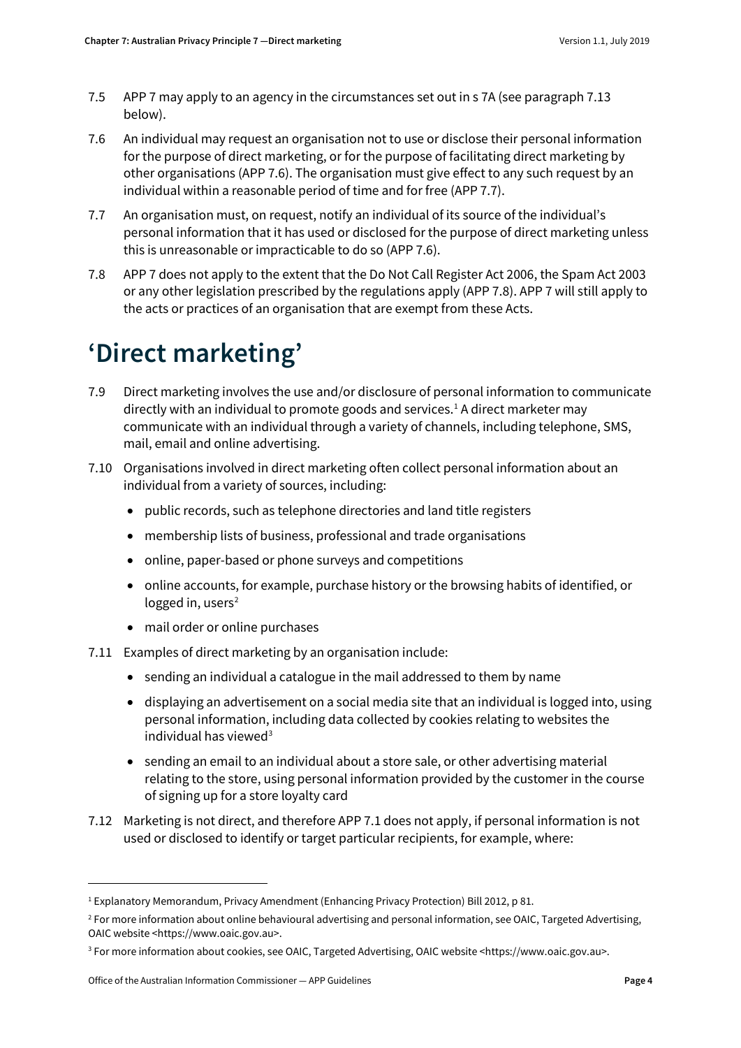7.5 APP 7 may apply to an agency in the circumstances set out in s 7A (see paragraph 7.13 below).

7.6 An individual may request an organisation not to use or disclose their personal information for the purpose of direct marketing, or for the purpose of facilitating direct marketing by other organisations (APP 7.6). The organisation must give effect to any such request by an individual within a reasonable period of time and for free (APP 7.7).

7.7 An organisation must, on request, notify an individual of its source of the individual's personal information that it has used or disclosed for the purpose of direct marketing unless this is unreasonable or impracticable to do so (APP 7.6).

7.8 APP 7 does not apply to the extent that the Do Not Call Register Act 2006, the Spam Act 2003 or any other legislation prescribed by the regulations apply (APP 7.8). APP 7 will still apply to the acts or practices of an organisation that are exempt from these Acts.

# 'Direct marketing'

7.9 Direct marketing involves the use and/or disclosure of personal information to communicate directly with an individual to promote goods and services.[1] A direct marketer may communicate with an individual through a variety of channels, including telephone, SMS, mail, email and online advertising.

7.10 Organisations involved in direct marketing often collect personal information about an individual from a variety of sources, including:

- public records, such as telephone directories and land title registers
- membership lists of business, professional and trade organisations
- online, paper-based or phone surveys and competitions
- online accounts, for example, purchase history or the browsing habits of identified, or logged in, users[2]
- mail order or online purchases

7.11 Examples of direct marketing by an organisation include:

- sending an individual a catalogue in the mail addressed to them by name
- displaying an advertisement on a social media site that an individual is logged into, using personal information, including data collected by cookies relating to websites the individual has viewed[3]
- sending an email to an individual about a store sale, or other advertising material relating to the store, using personal information provided by the customer in the course of signing up for a store loyalty card

7.12 Marketing is not direct, and therefore APP 7.1 does not apply, if personal information is not used or disclosed to identify or target particular recipients, for example, where:

---

[1] Explanatory Memorandum, Privacy Amendment (Enhancing Privacy Protection) Bill 2012, p 81.

[2] For more information about online behavioural advertising and personal information, see OAIC, Targeted Advertising, OAIC website <https://www.oaic.gov.au>.

[3] For more information about cookies, see OAIC, Targeted Advertising, OAIC website <https://www.oaic.gov.au>.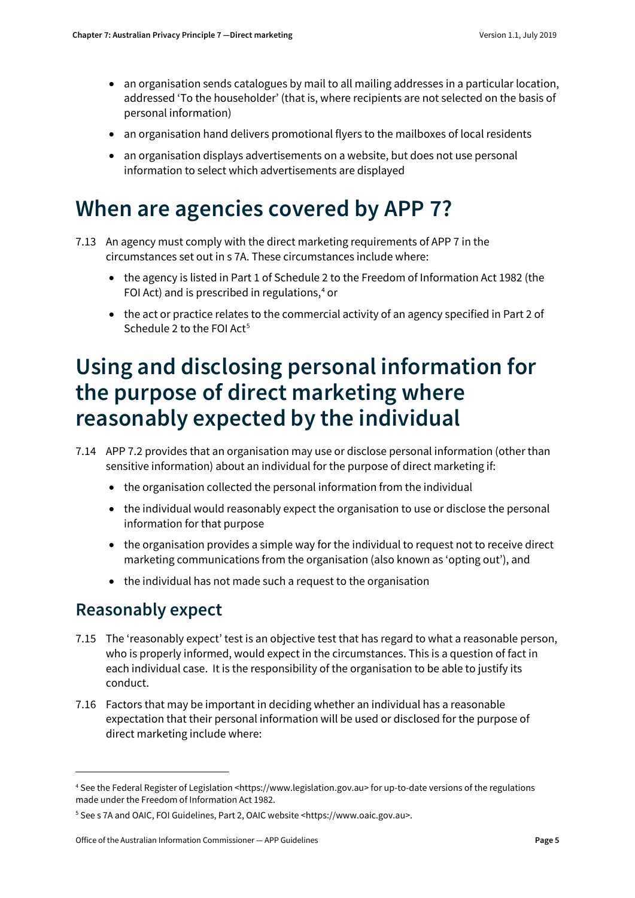- an organisation sends catalogues by mail to all mailing addresses in a particular location, addressed 'To the householder' (that is, where recipients are not selected on the basis of personal information)
- an organisation hand delivers promotional flyers to the mailboxes of local residents
- an organisation displays advertisements on a website, but does not use personal information to select which advertisements are displayed

# When are agencies covered by APP 7?

7.13 An agency must comply with the direct marketing requirements of APP 7 in the circumstances set out in s 7A. These circumstances include where:

- the agency is listed in Part 1 of Schedule 2 to the Freedom of Information Act 1982 (the FOI Act) and is prescribed in regulations,[4] or
- the act or practice relates to the commercial activity of an agency specified in Part 2 of Schedule 2 to the FOI Act[5]

# Using and disclosing personal information for the purpose of direct marketing where reasonably expected by the individual

7.14 APP 7.2 provides that an organisation may use or disclose personal information (other than sensitive information) about an individual for the purpose of direct marketing if:

- the organisation collected the personal information from the individual
- the individual would reasonably expect the organisation to use or disclose the personal information for that purpose
- the organisation provides a simple way for the individual to request not to receive direct marketing communications from the organisation (also known as 'opting out'), and
- the individual has not made such a request to the organisation

## Reasonably expect

7.15 The 'reasonably expect' test is an objective test that has regard to what a reasonable person, who is properly informed, would expect in the circumstances. This is a question of fact in each individual case. It is the responsibility of the organisation to be able to justify its conduct.

7.16 Factors that may be important in deciding whether an individual has a reasonable expectation that their personal information will be used or disclosed for the purpose of direct marketing include where:

---

[4] See the Federal Register of Legislation <https://www.legislation.gov.au> for up-to-date versions of the regulations made under the Freedom of Information Act 1982.

[5] See s 7A and OAIC, FOI Guidelines, Part 2, OAIC website <https://www.oaic.gov.au>.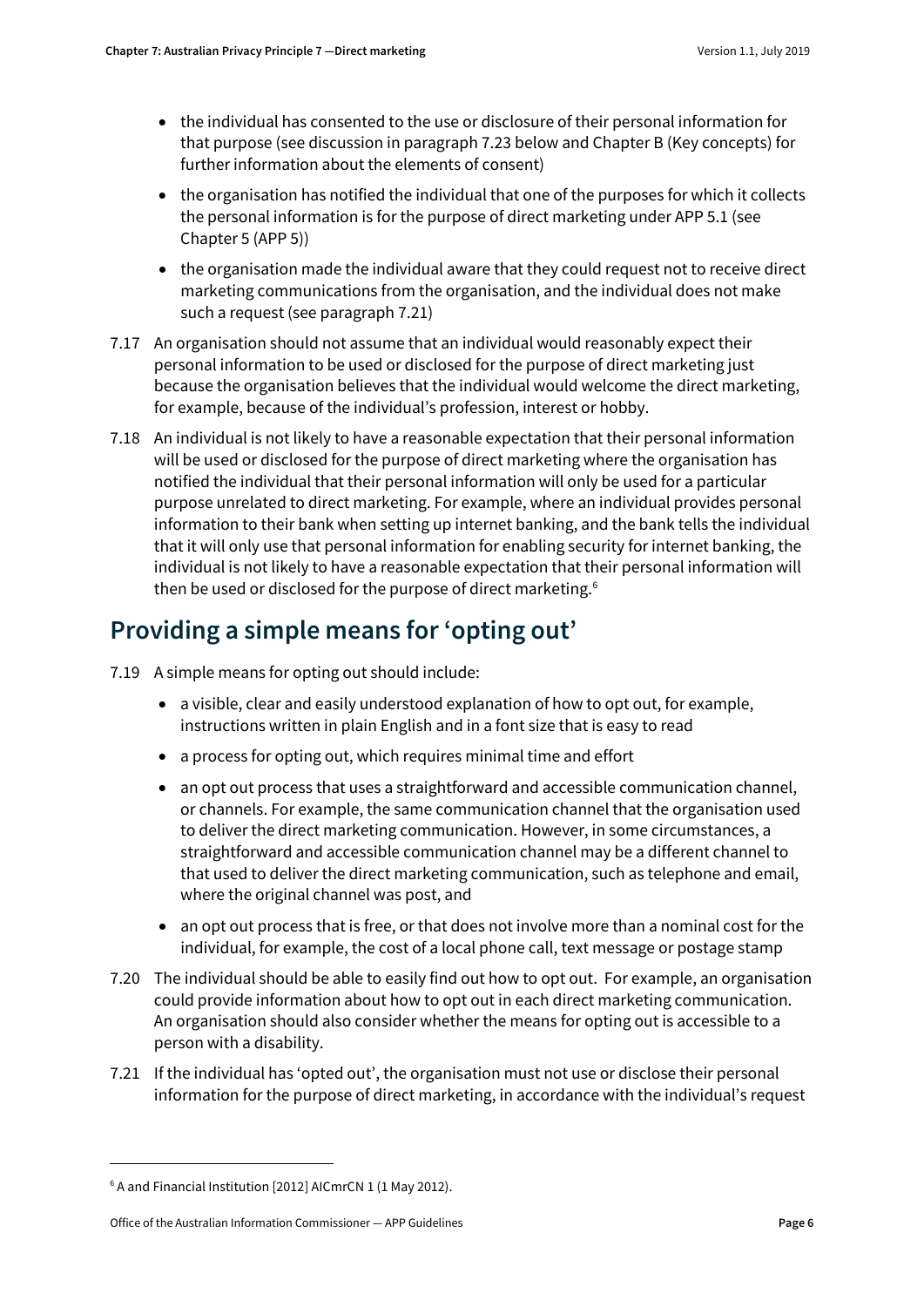- the individual has consented to the use or disclosure of their personal information for that purpose (see discussion in paragraph 7.23 below and Chapter B (Key concepts) for further information about the elements of consent)
- the organisation has notified the individual that one of the purposes for which it collects the personal information is for the purpose of direct marketing under APP 5.1 (see Chapter 5 (APP 5))
- the organisation made the individual aware that they could request not to receive direct marketing communications from the organisation, and the individual does not make such a request (see paragraph 7.21)

7.17 An organisation should not assume that an individual would reasonably expect their personal information to be used or disclosed for the purpose of direct marketing just because the organisation believes that the individual would welcome the direct marketing, for example, because of the individual's profession, interest or hobby.

7.18 An individual is not likely to have a reasonable expectation that their personal information will be used or disclosed for the purpose of direct marketing where the organisation has notified the individual that their personal information will only be used for a particular purpose unrelated to direct marketing. For example, where an individual provides personal information to their bank when setting up internet banking, and the bank tells the individual that it will only use that personal information for enabling security for internet banking, the individual is not likely to have a reasonable expectation that their personal information will then be used or disclosed for the purpose of direct marketing.[6]

## Providing a simple means for 'opting out'

7.19 A simple means for opting out should include:

- a visible, clear and easily understood explanation of how to opt out, for example, instructions written in plain English and in a font size that is easy to read
- a process for opting out, which requires minimal time and effort
- an opt out process that uses a straightforward and accessible communication channel, or channels. For example, the same communication channel that the organisation used to deliver the direct marketing communication. However, in some circumstances, a straightforward and accessible communication channel may be a different channel to that used to deliver the direct marketing communication, such as telephone and email, where the original channel was post, and
- an opt out process that is free, or that does not involve more than a nominal cost for the individual, for example, the cost of a local phone call, text message or postage stamp

7.20 The individual should be able to easily find out how to opt out. For example, an organisation could provide information about how to opt out in each direct marketing communication. An organisation should also consider whether the means for opting out is accessible to a person with a disability.

7.21 If the individual has 'opted out', the organisation must not use or disclose their personal information for the purpose of direct marketing, in accordance with the individual's request

---

[6] A and Financial Institution [2012] AICmrCN 1 (1 May 2012).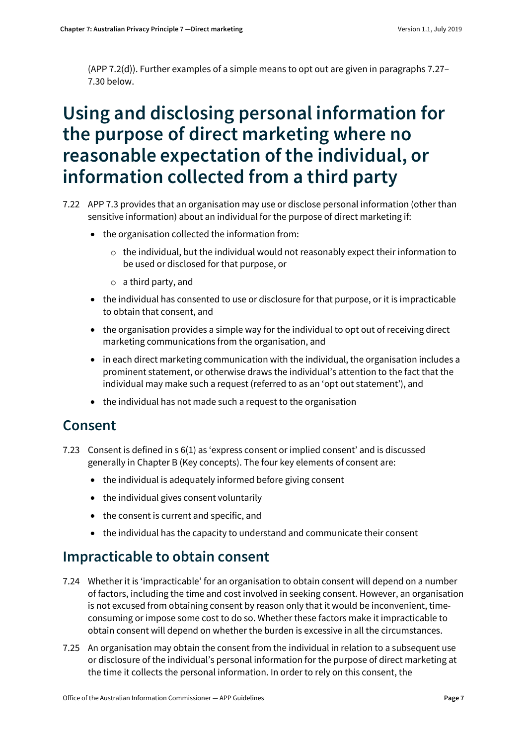(APP 7.2(d)). Further examples of a simple means to opt out are given in paragraphs 7.27–7.30 below.

# Using and disclosing personal information for the purpose of direct marketing where no reasonable expectation of the individual, or information collected from a third party

7.22 APP 7.3 provides that an organisation may use or disclose personal information (other than sensitive information) about an individual for the purpose of direct marketing if:

- the organisation collected the information from:
  - the individual, but the individual would not reasonably expect their information to be used or disclosed for that purpose, or
  - a third party, and
- the individual has consented to use or disclosure for that purpose, or it is impracticable to obtain that consent, and
- the organisation provides a simple way for the individual to opt out of receiving direct marketing communications from the organisation, and
- in each direct marketing communication with the individual, the organisation includes a prominent statement, or otherwise draws the individual's attention to the fact that the individual may make such a request (referred to as an 'opt out statement'), and
- the individual has not made such a request to the organisation

## Consent

7.23 Consent is defined in s 6(1) as 'express consent or implied consent' and is discussed generally in Chapter B (Key concepts). The four key elements of consent are:

- the individual is adequately informed before giving consent
- the individual gives consent voluntarily
- the consent is current and specific, and
- the individual has the capacity to understand and communicate their consent

## Impracticable to obtain consent

7.24 Whether it is 'impracticable' for an organisation to obtain consent will depend on a number of factors, including the time and cost involved in seeking consent. However, an organisation is not excused from obtaining consent by reason only that it would be inconvenient, time-consuming or impose some cost to do so. Whether these factors make it impracticable to obtain consent will depend on whether the burden is excessive in all the circumstances.

7.25 An organisation may obtain the consent from the individual in relation to a subsequent use or disclosure of the individual's personal information for the purpose of direct marketing at the time it collects the personal information. In order to rely on this consent, the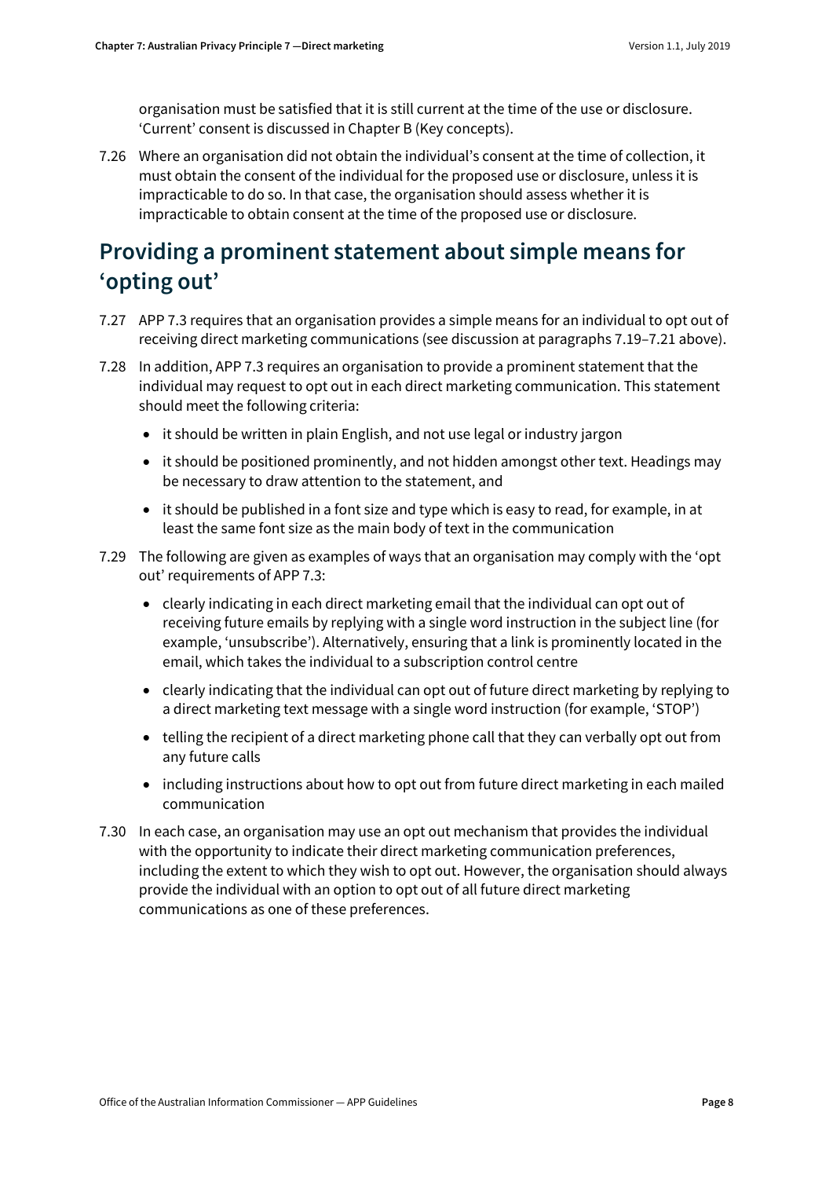organisation must be satisfied that it is still current at the time of the use or disclosure. 'Current' consent is discussed in Chapter B (Key concepts).

7.26 Where an organisation did not obtain the individual's consent at the time of collection, it must obtain the consent of the individual for the proposed use or disclosure, unless it is impracticable to do so. In that case, the organisation should assess whether it is impracticable to obtain consent at the time of the proposed use or disclosure.

## Providing a prominent statement about simple means for 'opting out'

7.27 APP 7.3 requires that an organisation provides a simple means for an individual to opt out of receiving direct marketing communications (see discussion at paragraphs 7.19–7.21 above).

7.28 In addition, APP 7.3 requires an organisation to provide a prominent statement that the individual may request to opt out in each direct marketing communication. This statement should meet the following criteria:

- it should be written in plain English, and not use legal or industry jargon
- it should be positioned prominently, and not hidden amongst other text. Headings may be necessary to draw attention to the statement, and
- it should be published in a font size and type which is easy to read, for example, in at least the same font size as the main body of text in the communication

7.29 The following are given as examples of ways that an organisation may comply with the 'opt out' requirements of APP 7.3:

- clearly indicating in each direct marketing email that the individual can opt out of receiving future emails by replying with a single word instruction in the subject line (for example, 'unsubscribe'). Alternatively, ensuring that a link is prominently located in the email, which takes the individual to a subscription control centre
- clearly indicating that the individual can opt out of future direct marketing by replying to a direct marketing text message with a single word instruction (for example, 'STOP')
- telling the recipient of a direct marketing phone call that they can verbally opt out from any future calls
- including instructions about how to opt out from future direct marketing in each mailed communication

7.30 In each case, an organisation may use an opt out mechanism that provides the individual with the opportunity to indicate their direct marketing communication preferences, including the extent to which they wish to opt out. However, the organisation should always provide the individual with an option to opt out of all future direct marketing communications as one of these preferences.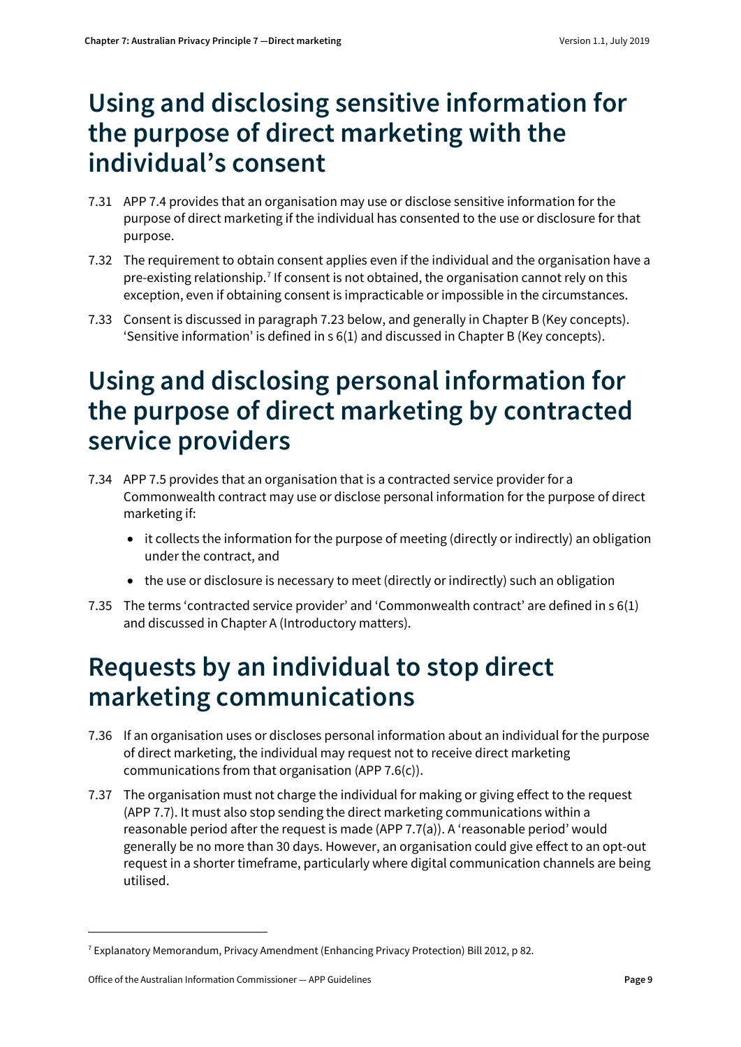# Using and disclosing sensitive information for the purpose of direct marketing with the individual's consent

7.31 APP 7.4 provides that an organisation may use or disclose sensitive information for the purpose of direct marketing if the individual has consented to the use or disclosure for that purpose.

7.32 The requirement to obtain consent applies even if the individual and the organisation have a pre-existing relationship.[7] If consent is not obtained, the organisation cannot rely on this exception, even if obtaining consent is impracticable or impossible in the circumstances.

7.33 Consent is discussed in paragraph 7.23 below, and generally in Chapter B (Key concepts). 'Sensitive information' is defined in s 6(1) and discussed in Chapter B (Key concepts).

# Using and disclosing personal information for the purpose of direct marketing by contracted service providers

7.34 APP 7.5 provides that an organisation that is a contracted service provider for a Commonwealth contract may use or disclose personal information for the purpose of direct marketing if:

- it collects the information for the purpose of meeting (directly or indirectly) an obligation under the contract, and
- the use or disclosure is necessary to meet (directly or indirectly) such an obligation

7.35 The terms 'contracted service provider' and 'Commonwealth contract' are defined in s 6(1) and discussed in Chapter A (Introductory matters).

# Requests by an individual to stop direct marketing communications

7.36 If an organisation uses or discloses personal information about an individual for the purpose of direct marketing, the individual may request not to receive direct marketing communications from that organisation (APP 7.6(c)).

7.37 The organisation must not charge the individual for making or giving effect to the request (APP 7.7). It must also stop sending the direct marketing communications within a reasonable period after the request is made (APP 7.7(a)). A 'reasonable period' would generally be no more than 30 days. However, an organisation could give effect to an opt-out request in a shorter timeframe, particularly where digital communication channels are being utilised.

---

[7] Explanatory Memorandum, Privacy Amendment (Enhancing Privacy Protection) Bill 2012, p 82.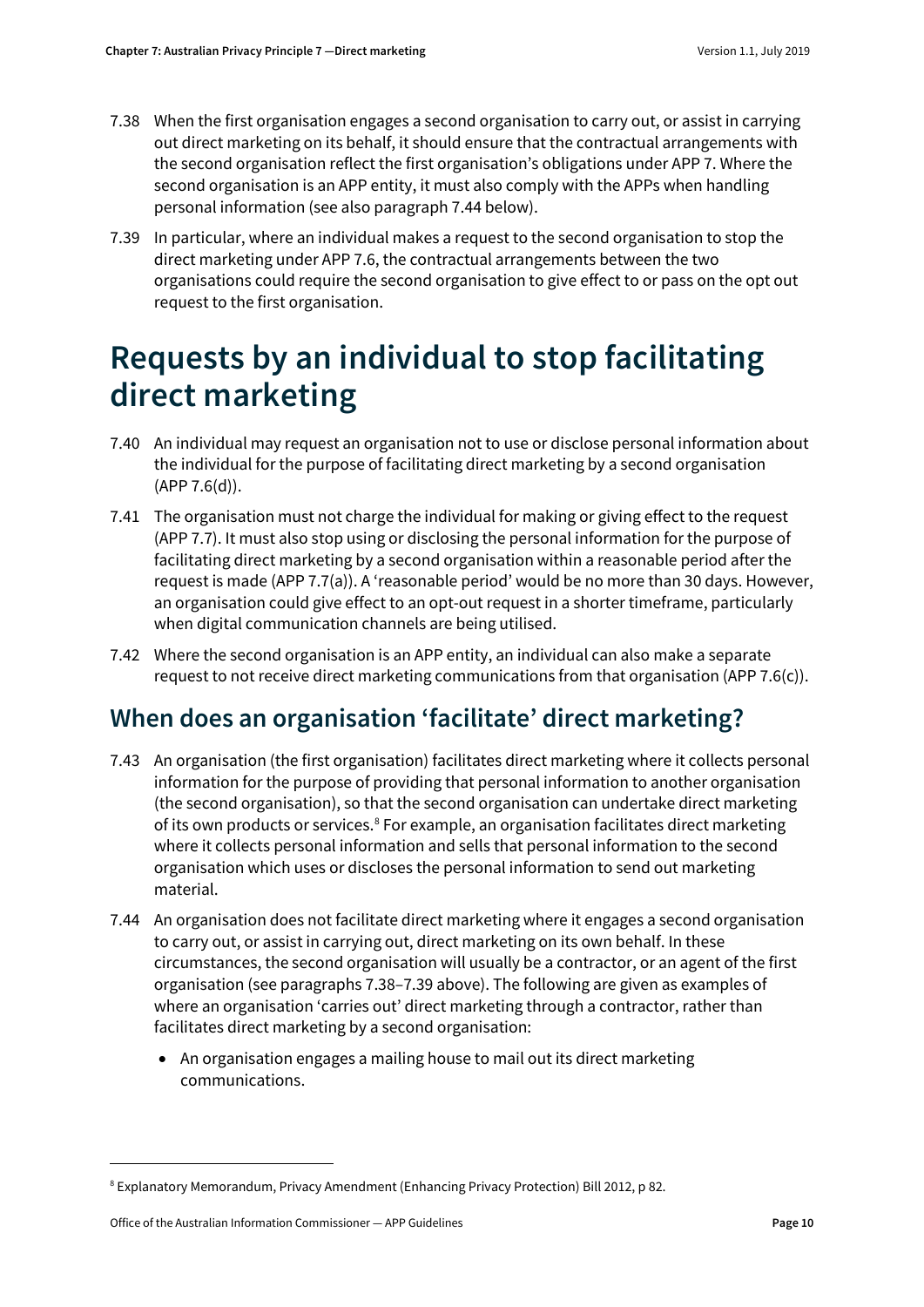7.38 When the first organisation engages a second organisation to carry out, or assist in carrying out direct marketing on its behalf, it should ensure that the contractual arrangements with the second organisation reflect the first organisation's obligations under APP 7. Where the second organisation is an APP entity, it must also comply with the APPs when handling personal information (see also paragraph 7.44 below).

7.39 In particular, where an individual makes a request to the second organisation to stop the direct marketing under APP 7.6, the contractual arrangements between the two organisations could require the second organisation to give effect to or pass on the opt out request to the first organisation.

# Requests by an individual to stop facilitating direct marketing

7.40 An individual may request an organisation not to use or disclose personal information about the individual for the purpose of facilitating direct marketing by a second organisation (APP 7.6(d)).

7.41 The organisation must not charge the individual for making or giving effect to the request (APP 7.7). It must also stop using or disclosing the personal information for the purpose of facilitating direct marketing by a second organisation within a reasonable period after the request is made (APP 7.7(a)). A 'reasonable period' would be no more than 30 days. However, an organisation could give effect to an opt-out request in a shorter timeframe, particularly when digital communication channels are being utilised.

7.42 Where the second organisation is an APP entity, an individual can also make a separate request to not receive direct marketing communications from that organisation (APP 7.6(c)).

## When does an organisation 'facilitate' direct marketing?

7.43 An organisation (the first organisation) facilitates direct marketing where it collects personal information for the purpose of providing that personal information to another organisation (the second organisation), so that the second organisation can undertake direct marketing of its own products or services.[8] For example, an organisation facilitates direct marketing where it collects personal information and sells that personal information to the second organisation which uses or discloses the personal information to send out marketing material.

7.44 An organisation does not facilitate direct marketing where it engages a second organisation to carry out, or assist in carrying out, direct marketing on its own behalf. In these circumstances, the second organisation will usually be a contractor, or an agent of the first organisation (see paragraphs 7.38–7.39 above). The following are given as examples of where an organisation 'carries out' direct marketing through a contractor, rather than facilitates direct marketing by a second organisation:

- An organisation engages a mailing house to mail out its direct marketing communications.

---

[8] Explanatory Memorandum, Privacy Amendment (Enhancing Privacy Protection) Bill 2012, p 82.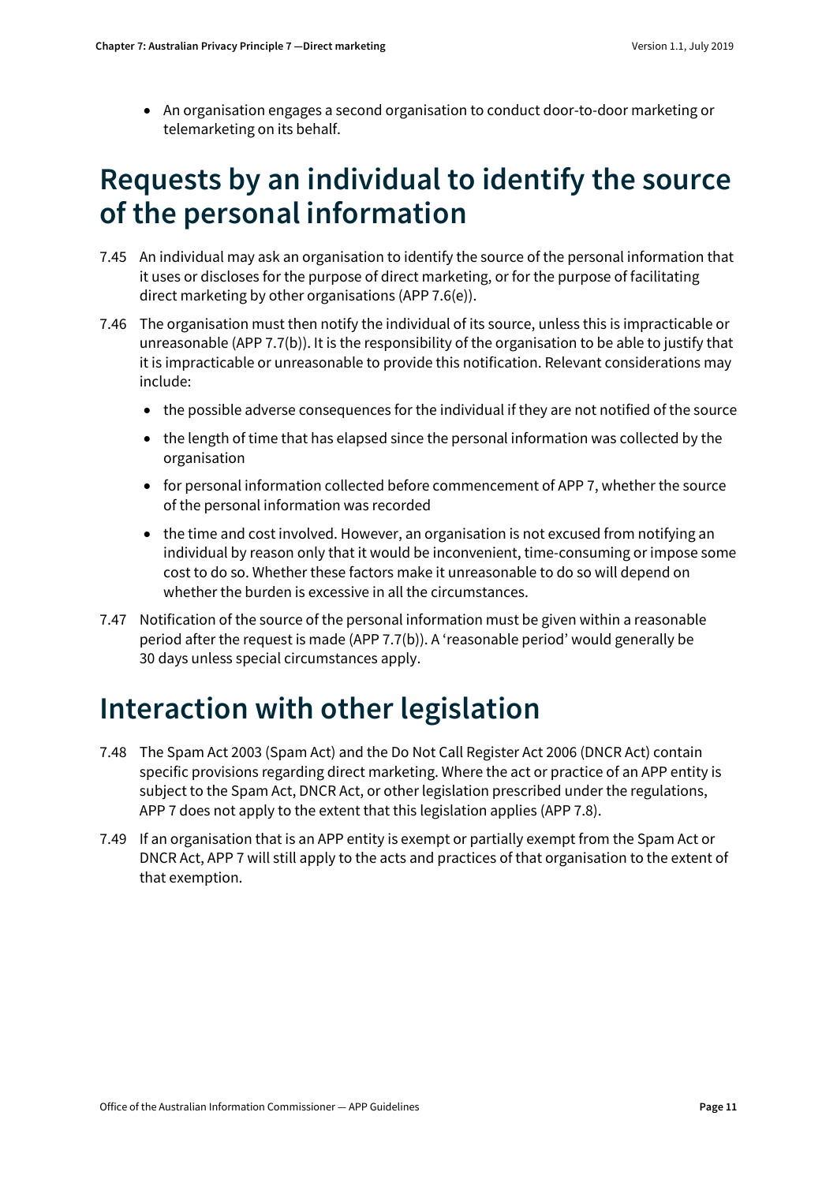- An organisation engages a second organisation to conduct door-to-door marketing or telemarketing on its behalf.

# Requests by an individual to identify the source of the personal information

7.45 An individual may ask an organisation to identify the source of the personal information that it uses or discloses for the purpose of direct marketing, or for the purpose of facilitating direct marketing by other organisations (APP 7.6(e)).

7.46 The organisation must then notify the individual of its source, unless this is impracticable or unreasonable (APP 7.7(b)). It is the responsibility of the organisation to be able to justify that it is impracticable or unreasonable to provide this notification. Relevant considerations may include:

- the possible adverse consequences for the individual if they are not notified of the source
- the length of time that has elapsed since the personal information was collected by the organisation
- for personal information collected before commencement of APP 7, whether the source of the personal information was recorded
- the time and cost involved. However, an organisation is not excused from notifying an individual by reason only that it would be inconvenient, time-consuming or impose some cost to do so. Whether these factors make it unreasonable to do so will depend on whether the burden is excessive in all the circumstances.

7.47 Notification of the source of the personal information must be given within a reasonable period after the request is made (APP 7.7(b)). A 'reasonable period' would generally be 30 days unless special circumstances apply.

# Interaction with other legislation

7.48 The Spam Act 2003 (Spam Act) and the Do Not Call Register Act 2006 (DNCR Act) contain specific provisions regarding direct marketing. Where the act or practice of an APP entity is subject to the Spam Act, DNCR Act, or other legislation prescribed under the regulations, APP 7 does not apply to the extent that this legislation applies (APP 7.8).

7.49 If an organisation that is an APP entity is exempt or partially exempt from the Spam Act or DNCR Act, APP 7 will still apply to the acts and practices of that organisation to the extent of that exemption.